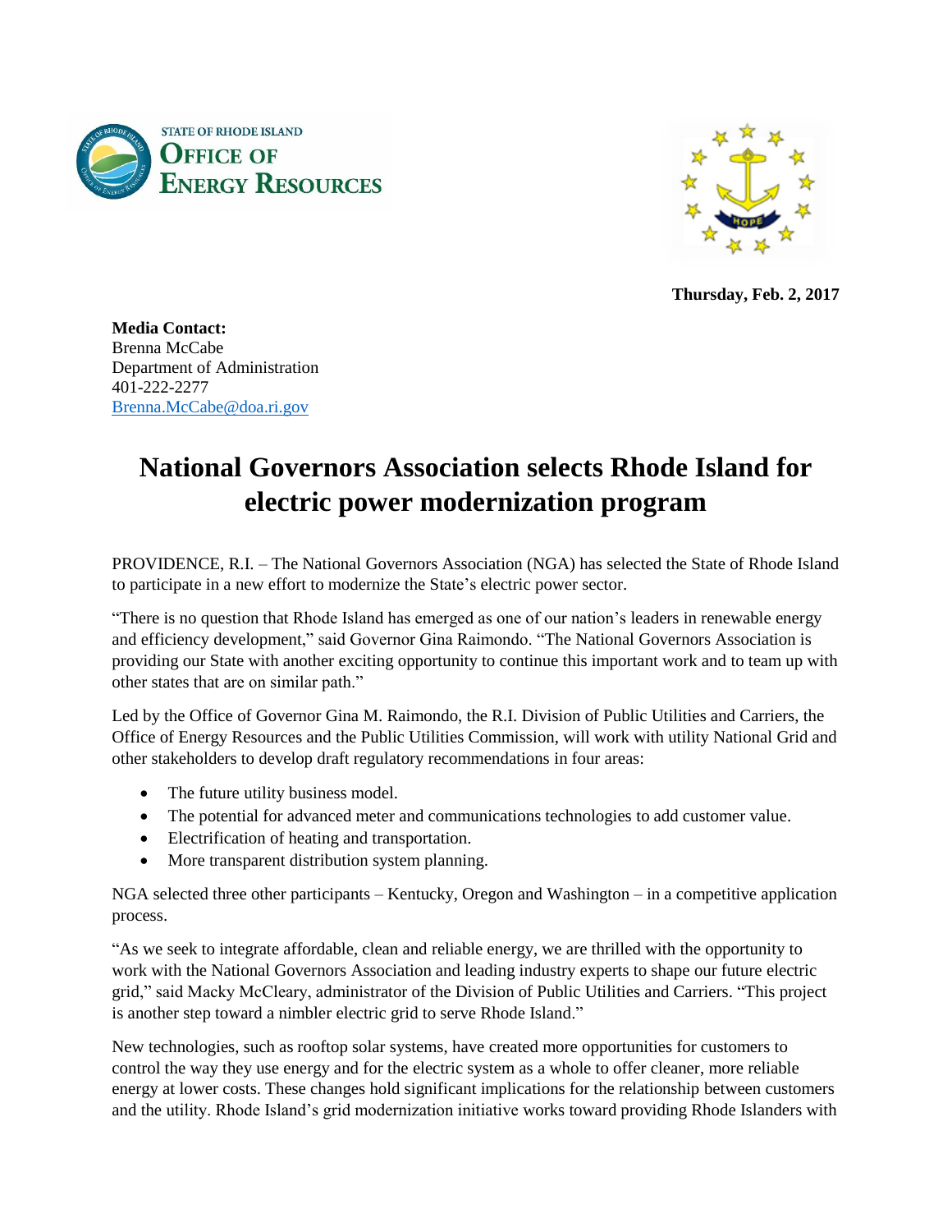STATE OF RHODE ISLAND
OFFICE OF ENERGY RESOURCES

**Thursday, Feb. 2, 2017**

**Media Contact:**
Brenna McCabe
Department of Administration
401-222-2277
Brenna.McCabe@doa.ri.gov

# National Governors Association selects Rhode Island for electric power modernization program

PROVIDENCE, R.I. – The National Governors Association (NGA) has selected the State of Rhode Island to participate in a new effort to modernize the State's electric power sector.

"There is no question that Rhode Island has emerged as one of our nation's leaders in renewable energy and efficiency development," said Governor Gina Raimondo. "The National Governors Association is providing our State with another exciting opportunity to continue this important work and to team up with other states that are on similar path."

Led by the Office of Governor Gina M. Raimondo, the R.I. Division of Public Utilities and Carriers, the Office of Energy Resources and the Public Utilities Commission, will work with utility National Grid and other stakeholders to develop draft regulatory recommendations in four areas:

- The future utility business model.
- The potential for advanced meter and communications technologies to add customer value.
- Electrification of heating and transportation.
- More transparent distribution system planning.

NGA selected three other participants – Kentucky, Oregon and Washington – in a competitive application process.

"As we seek to integrate affordable, clean and reliable energy, we are thrilled with the opportunity to work with the National Governors Association and leading industry experts to shape our future electric grid," said Macky McCleary, administrator of the Division of Public Utilities and Carriers. "This project is another step toward a nimbler electric grid to serve Rhode Island."

New technologies, such as rooftop solar systems, have created more opportunities for customers to control the way they use energy and for the electric system as a whole to offer cleaner, more reliable energy at lower costs. These changes hold significant implications for the relationship between customers and the utility. Rhode Island's grid modernization initiative works toward providing Rhode Islanders with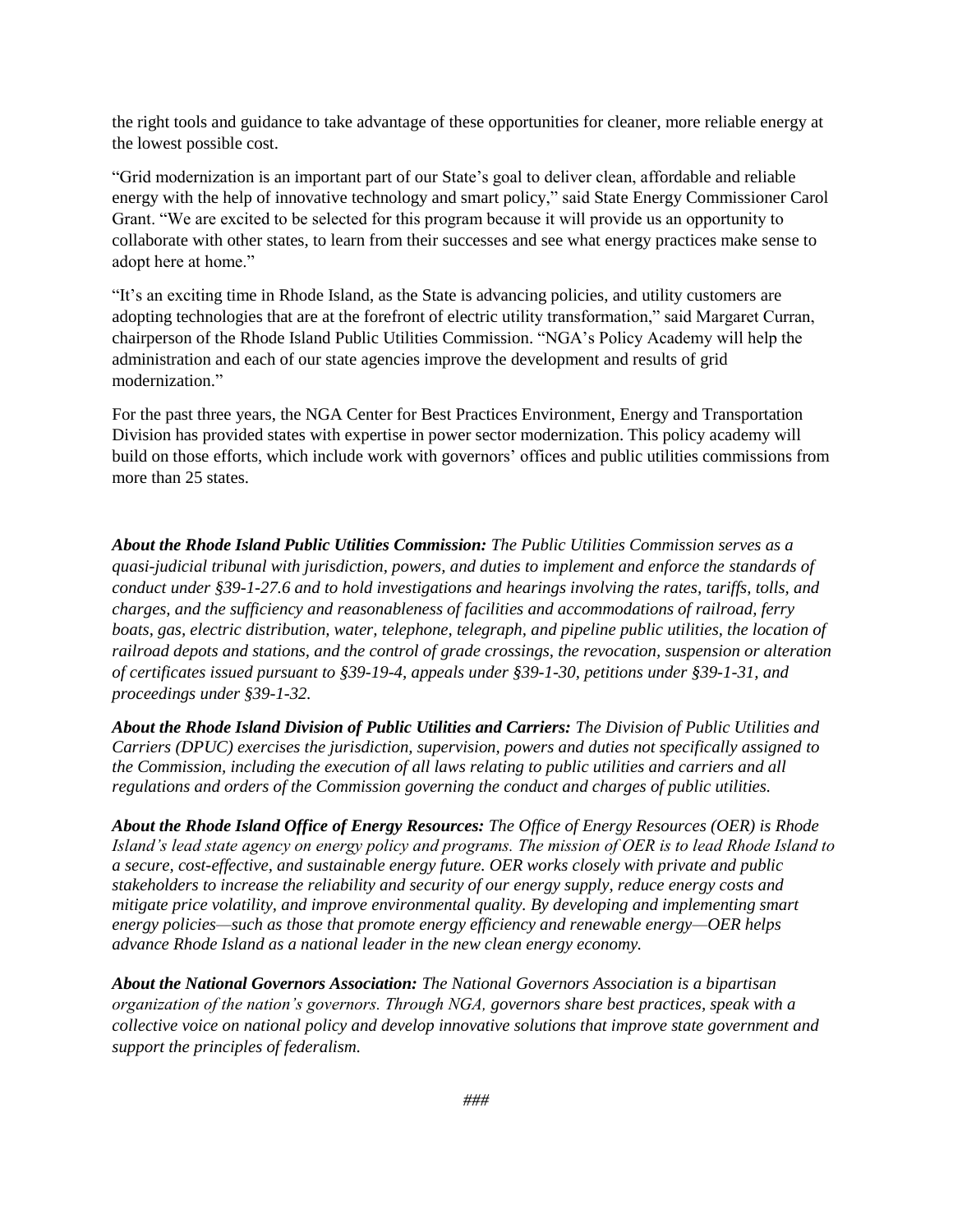the right tools and guidance to take advantage of these opportunities for cleaner, more reliable energy at the lowest possible cost.

"Grid modernization is an important part of our State's goal to deliver clean, affordable and reliable energy with the help of innovative technology and smart policy," said State Energy Commissioner Carol Grant. "We are excited to be selected for this program because it will provide us an opportunity to collaborate with other states, to learn from their successes and see what energy practices make sense to adopt here at home."

"It's an exciting time in Rhode Island, as the State is advancing policies, and utility customers are adopting technologies that are at the forefront of electric utility transformation," said Margaret Curran, chairperson of the Rhode Island Public Utilities Commission. "NGA's Policy Academy will help the administration and each of our state agencies improve the development and results of grid modernization."

For the past three years, the NGA Center for Best Practices Environment, Energy and Transportation Division has provided states with expertise in power sector modernization. This policy academy will build on those efforts, which include work with governors' offices and public utilities commissions from more than 25 states.

***About the Rhode Island Public Utilities Commission:*** *The Public Utilities Commission serves as a quasi-judicial tribunal with jurisdiction, powers, and duties to implement and enforce the standards of conduct under §39-1-27.6 and to hold investigations and hearings involving the rates, tariffs, tolls, and charges, and the sufficiency and reasonableness of facilities and accommodations of railroad, ferry boats, gas, electric distribution, water, telephone, telegraph, and pipeline public utilities, the location of railroad depots and stations, and the control of grade crossings, the revocation, suspension or alteration of certificates issued pursuant to §39-19-4, appeals under §39-1-30, petitions under §39-1-31, and proceedings under §39-1-32.*

***About the Rhode Island Division of Public Utilities and Carriers:*** *The Division of Public Utilities and Carriers (DPUC) exercises the jurisdiction, supervision, powers and duties not specifically assigned to the Commission, including the execution of all laws relating to public utilities and carriers and all regulations and orders of the Commission governing the conduct and charges of public utilities.*

***About the Rhode Island Office of Energy Resources:*** *The Office of Energy Resources (OER) is Rhode Island's lead state agency on energy policy and programs. The mission of OER is to lead Rhode Island to a secure, cost-effective, and sustainable energy future. OER works closely with private and public stakeholders to increase the reliability and security of our energy supply, reduce energy costs and mitigate price volatility, and improve environmental quality. By developing and implementing smart energy policies—such as those that promote energy efficiency and renewable energy—OER helps advance Rhode Island as a national leader in the new clean energy economy.*

***About the National Governors Association:*** *The National Governors Association is a bipartisan organization of the nation's governors. Through NGA, governors share best practices, speak with a collective voice on national policy and develop innovative solutions that improve state government and support the principles of federalism.*

*###*